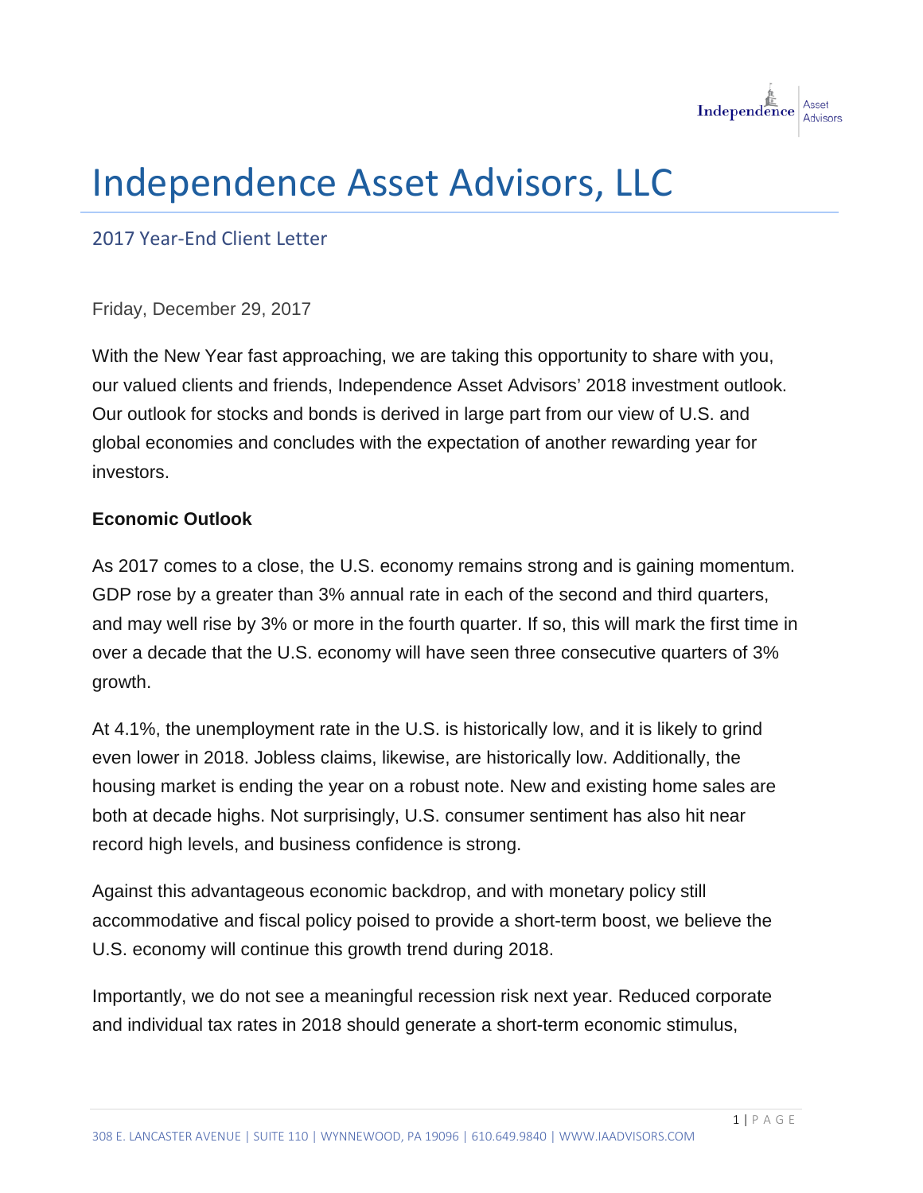# Independence Asset Advisors, LLC

## 2017 Year-End Client Letter

Friday, December 29, 2017

With the New Year fast approaching, we are taking this opportunity to share with you, our valued clients and friends, Independence Asset Advisors' 2018 investment outlook. Our outlook for stocks and bonds is derived in large part from our view of U.S. and global economies and concludes with the expectation of another rewarding year for investors.

**Economic Outlook**

As 2017 comes to a close, the U.S. economy remains strong and is gaining momentum. GDP rose by a greater than 3% annual rate in each of the second and third quarters, and may well rise by 3% or more in the fourth quarter. If so, this will mark the first time in over a decade that the U.S. economy will have seen three consecutive quarters of 3% growth.

At 4.1%, the unemployment rate in the U.S. is historically low, and it is likely to grind even lower in 2018. Jobless claims, likewise, are historically low. Additionally, the housing market is ending the year on a robust note. New and existing home sales are both at decade highs. Not surprisingly, U.S. consumer sentiment has also hit near record high levels, and business confidence is strong.

Against this advantageous economic backdrop, and with monetary policy still accommodative and fiscal policy poised to provide a short-term boost, we believe the U.S. economy will continue this growth trend during 2018.

Importantly, we do not see a meaningful recession risk next year. Reduced corporate and individual tax rates in 2018 should generate a short-term economic stimulus,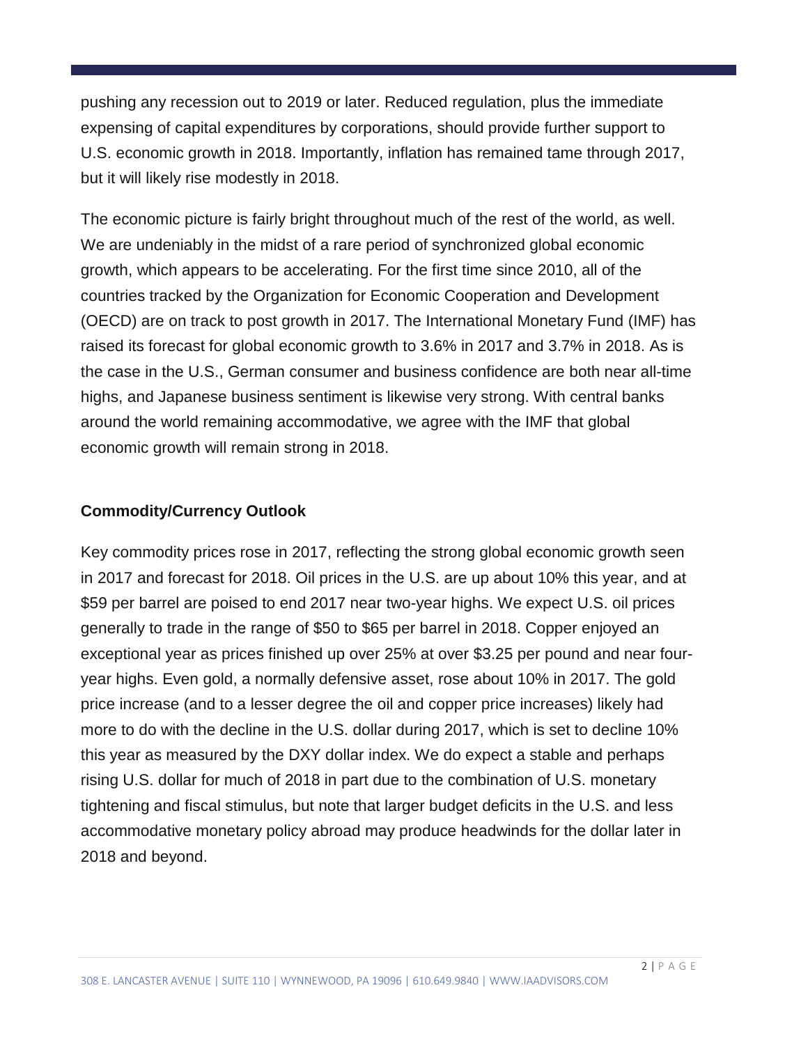pushing any recession out to 2019 or later. Reduced regulation, plus the immediate expensing of capital expenditures by corporations, should provide further support to U.S. economic growth in 2018. Importantly, inflation has remained tame through 2017, but it will likely rise modestly in 2018.

The economic picture is fairly bright throughout much of the rest of the world, as well. We are undeniably in the midst of a rare period of synchronized global economic growth, which appears to be accelerating. For the first time since 2010, all of the countries tracked by the Organization for Economic Cooperation and Development (OECD) are on track to post growth in 2017. The International Monetary Fund (IMF) has raised its forecast for global economic growth to 3.6% in 2017 and 3.7% in 2018. As is the case in the U.S., German consumer and business confidence are both near all-time highs, and Japanese business sentiment is likewise very strong. With central banks around the world remaining accommodative, we agree with the IMF that global economic growth will remain strong in 2018.

**Commodity/Currency Outlook**

Key commodity prices rose in 2017, reflecting the strong global economic growth seen in 2017 and forecast for 2018. Oil prices in the U.S. are up about 10% this year, and at $59 per barrel are poised to end 2017 near two-year highs. We expect U.S. oil prices generally to trade in the range of $50 to $65 per barrel in 2018. Copper enjoyed an exceptional year as prices finished up over 25% at over $3.25 per pound and near four-year highs. Even gold, a normally defensive asset, rose about 10% in 2017. The gold price increase (and to a lesser degree the oil and copper price increases) likely had more to do with the decline in the U.S. dollar during 2017, which is set to decline 10% this year as measured by the DXY dollar index. We do expect a stable and perhaps rising U.S. dollar for much of 2018 in part due to the combination of U.S. monetary tightening and fiscal stimulus, but note that larger budget deficits in the U.S. and less accommodative monetary policy abroad may produce headwinds for the dollar later in 2018 and beyond.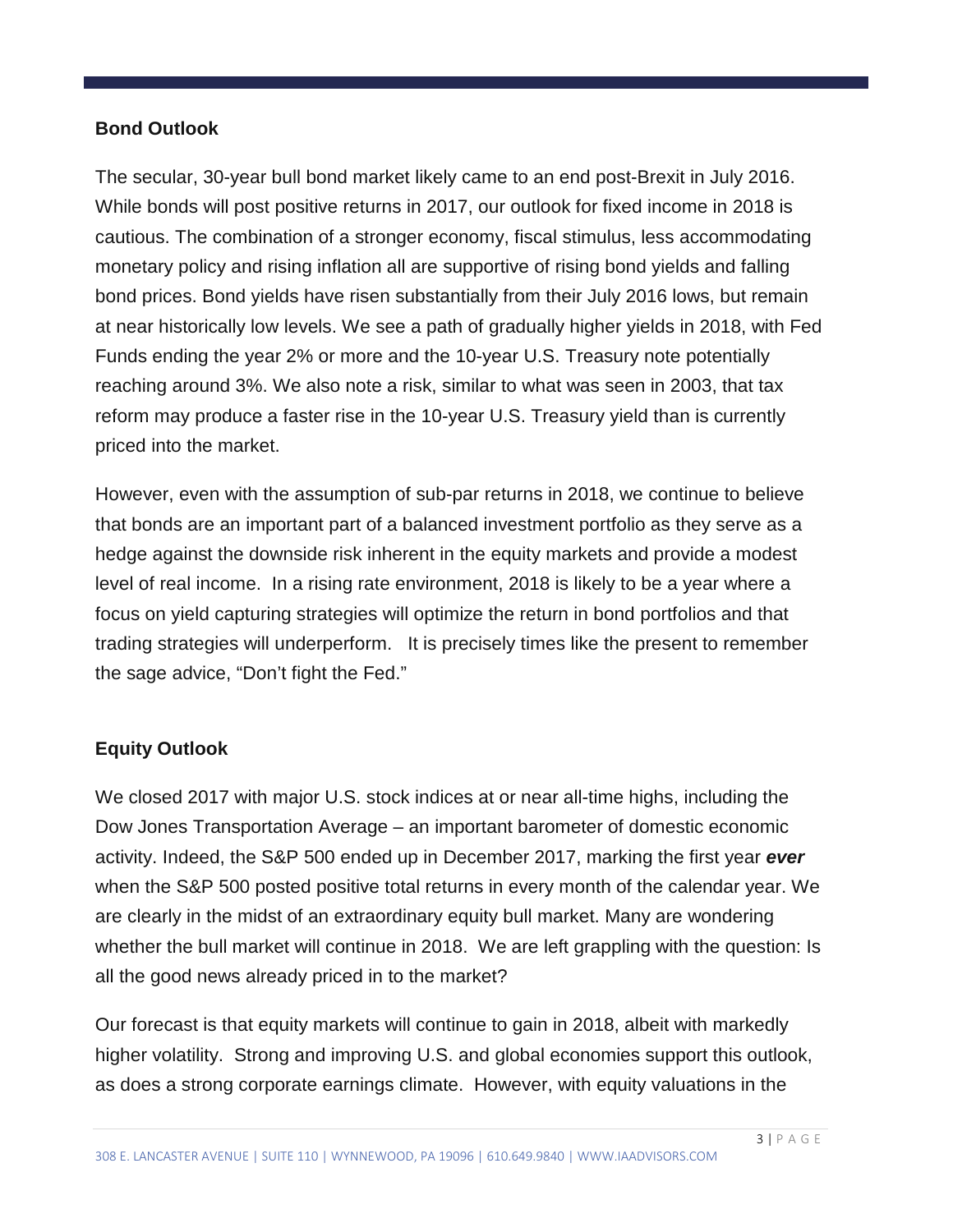## Bond Outlook

The secular, 30-year bull bond market likely came to an end post-Brexit in July 2016. While bonds will post positive returns in 2017, our outlook for fixed income in 2018 is cautious. The combination of a stronger economy, fiscal stimulus, less accommodating monetary policy and rising inflation all are supportive of rising bond yields and falling bond prices. Bond yields have risen substantially from their July 2016 lows, but remain at near historically low levels. We see a path of gradually higher yields in 2018, with Fed Funds ending the year 2% or more and the 10-year U.S. Treasury note potentially reaching around 3%. We also note a risk, similar to what was seen in 2003, that tax reform may produce a faster rise in the 10-year U.S. Treasury yield than is currently priced into the market.

However, even with the assumption of sub-par returns in 2018, we continue to believe that bonds are an important part of a balanced investment portfolio as they serve as a hedge against the downside risk inherent in the equity markets and provide a modest level of real income. In a rising rate environment, 2018 is likely to be a year where a focus on yield capturing strategies will optimize the return in bond portfolios and that trading strategies will underperform. It is precisely times like the present to remember the sage advice, "Don't fight the Fed."

## Equity Outlook

We closed 2017 with major U.S. stock indices at or near all-time highs, including the Dow Jones Transportation Average – an important barometer of domestic economic activity. Indeed, the S&P 500 ended up in December 2017, marking the first year ***ever*** when the S&P 500 posted positive total returns in every month of the calendar year. We are clearly in the midst of an extraordinary equity bull market. Many are wondering whether the bull market will continue in 2018. We are left grappling with the question: Is all the good news already priced in to the market?

Our forecast is that equity markets will continue to gain in 2018, albeit with markedly higher volatility. Strong and improving U.S. and global economies support this outlook, as does a strong corporate earnings climate. However, with equity valuations in the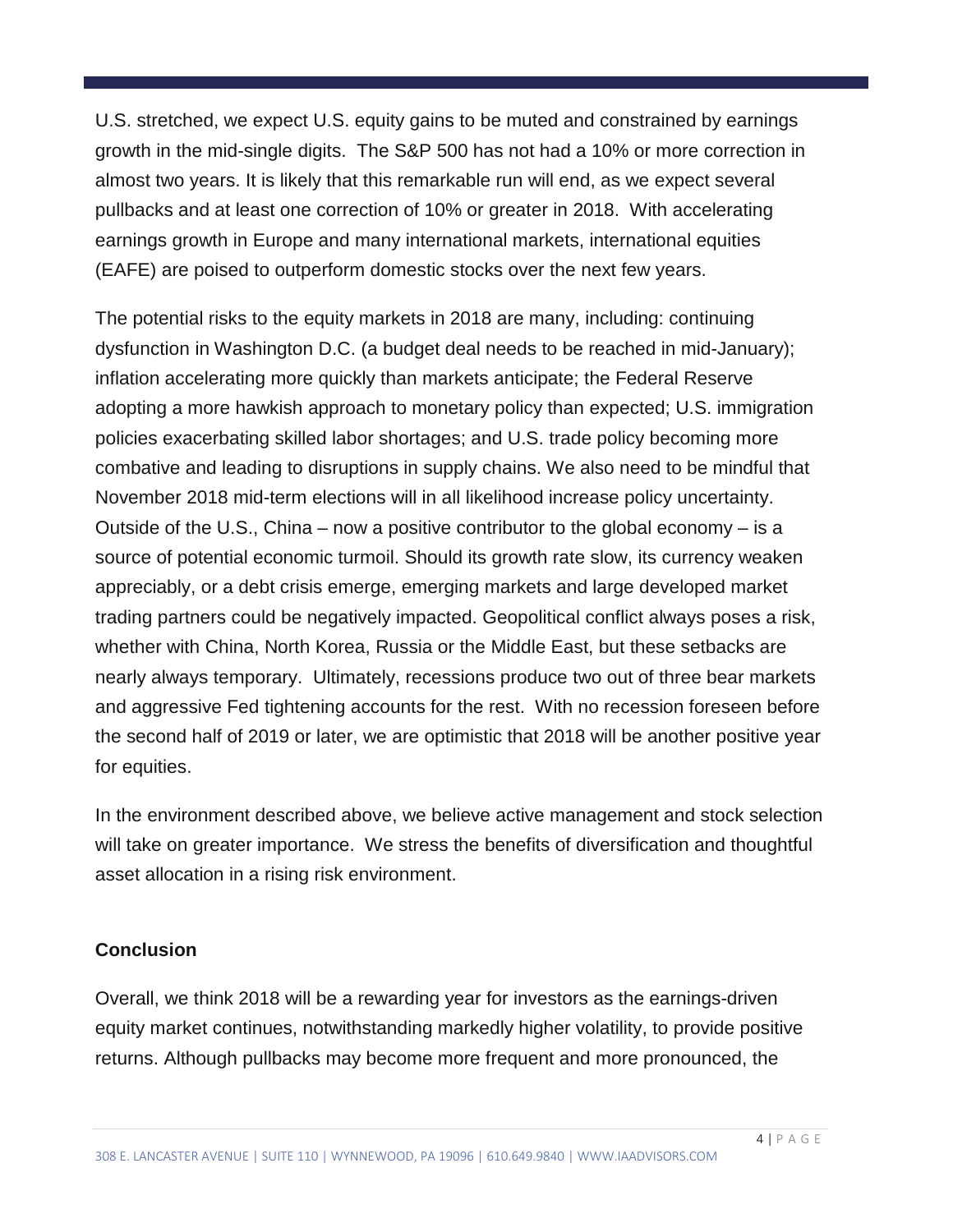U.S. stretched, we expect U.S. equity gains to be muted and constrained by earnings growth in the mid-single digits. The S&P 500 has not had a 10% or more correction in almost two years. It is likely that this remarkable run will end, as we expect several pullbacks and at least one correction of 10% or greater in 2018. With accelerating earnings growth in Europe and many international markets, international equities (EAFE) are poised to outperform domestic stocks over the next few years.

The potential risks to the equity markets in 2018 are many, including: continuing dysfunction in Washington D.C. (a budget deal needs to be reached in mid-January); inflation accelerating more quickly than markets anticipate; the Federal Reserve adopting a more hawkish approach to monetary policy than expected; U.S. immigration policies exacerbating skilled labor shortages; and U.S. trade policy becoming more combative and leading to disruptions in supply chains. We also need to be mindful that November 2018 mid-term elections will in all likelihood increase policy uncertainty. Outside of the U.S., China – now a positive contributor to the global economy – is a source of potential economic turmoil. Should its growth rate slow, its currency weaken appreciably, or a debt crisis emerge, emerging markets and large developed market trading partners could be negatively impacted. Geopolitical conflict always poses a risk, whether with China, North Korea, Russia or the Middle East, but these setbacks are nearly always temporary. Ultimately, recessions produce two out of three bear markets and aggressive Fed tightening accounts for the rest. With no recession foreseen before the second half of 2019 or later, we are optimistic that 2018 will be another positive year for equities.

In the environment described above, we believe active management and stock selection will take on greater importance. We stress the benefits of diversification and thoughtful asset allocation in a rising risk environment.

**Conclusion**

Overall, we think 2018 will be a rewarding year for investors as the earnings-driven equity market continues, notwithstanding markedly higher volatility, to provide positive returns. Although pullbacks may become more frequent and more pronounced, the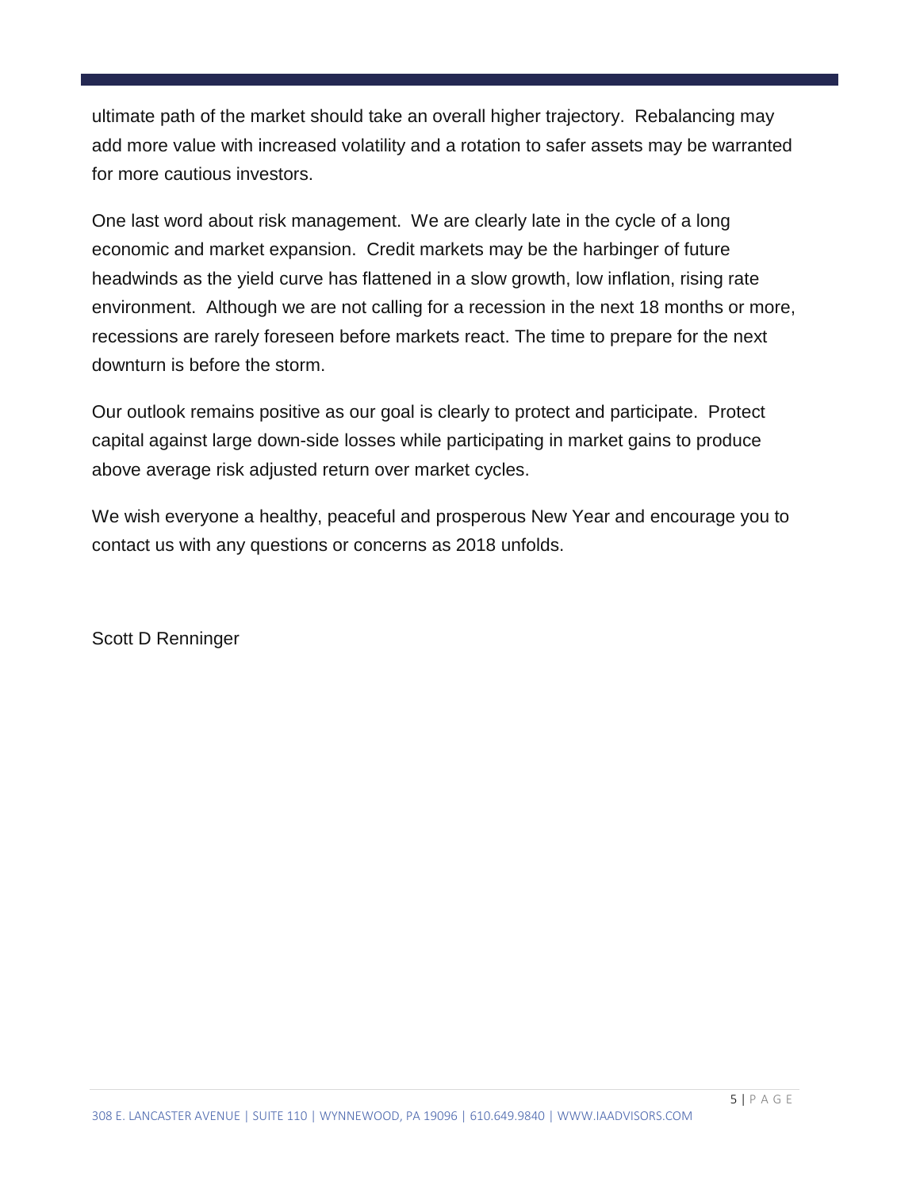ultimate path of the market should take an overall higher trajectory. Rebalancing may add more value with increased volatility and a rotation to safer assets may be warranted for more cautious investors.

One last word about risk management. We are clearly late in the cycle of a long economic and market expansion. Credit markets may be the harbinger of future headwinds as the yield curve has flattened in a slow growth, low inflation, rising rate environment. Although we are not calling for a recession in the next 18 months or more, recessions are rarely foreseen before markets react. The time to prepare for the next downturn is before the storm.

Our outlook remains positive as our goal is clearly to protect and participate. Protect capital against large down-side losses while participating in market gains to produce above average risk adjusted return over market cycles.

We wish everyone a healthy, peaceful and prosperous New Year and encourage you to contact us with any questions or concerns as 2018 unfolds.

Scott D Renninger